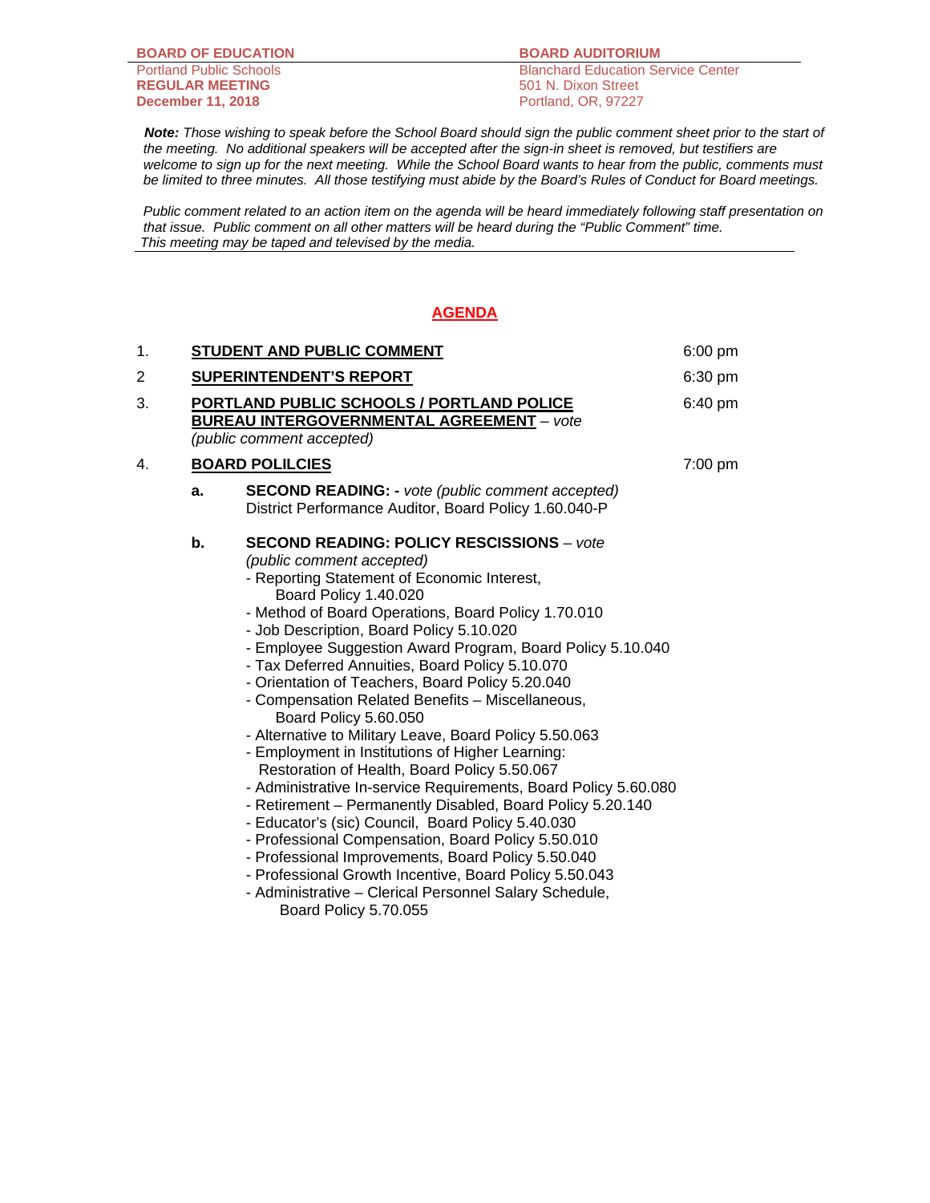**BOARD OF EDUCATION**
Portland Public Schools
**REGULAR MEETING**
**December 11, 2018**

**BOARD AUDITORIUM**
Blanchard Education Service Center
501 N. Dixon Street
Portland, OR, 97227

***Note:*** *Those wishing to speak before the School Board should sign the public comment sheet prior to the start of the meeting. No additional speakers will be accepted after the sign-in sheet is removed, but testifiers are welcome to sign up for the next meeting. While the School Board wants to hear from the public, comments must be limited to three minutes. All those testifying must abide by the Board's Rules of Conduct for Board meetings.*

*Public comment related to an action item on the agenda will be heard immediately following staff presentation on that issue. Public comment on all other matters will be heard during the "Public Comment" time. This meeting may be taped and televised by the media.*

# AGENDA

1. **STUDENT AND PUBLIC COMMENT** — 6:00 pm

2 **SUPERINTENDENT'S REPORT** — 6:30 pm

3. **PORTLAND PUBLIC SCHOOLS / PORTLAND POLICE BUREAU INTERGOVERNMENTAL AGREEMENT** – *vote (public comment accepted)* — 6:40 pm

4. **BOARD POLILCIES** — 7:00 pm

   **a.** **SECOND READING: -** *vote (public comment accepted)*
   District Performance Auditor, Board Policy 1.60.040-P

   **b.** **SECOND READING: POLICY RESCISSIONS** – *vote (public comment accepted)*
   - Reporting Statement of Economic Interest, Board Policy 1.40.020
   - Method of Board Operations, Board Policy 1.70.010
   - Job Description, Board Policy 5.10.020
   - Employee Suggestion Award Program, Board Policy 5.10.040
   - Tax Deferred Annuities, Board Policy 5.10.070
   - Orientation of Teachers, Board Policy 5.20.040
   - Compensation Related Benefits – Miscellaneous, Board Policy 5.60.050
   - Alternative to Military Leave, Board Policy 5.50.063
   - Employment in Institutions of Higher Learning: Restoration of Health, Board Policy 5.50.067
   - Administrative In-service Requirements, Board Policy 5.60.080
   - Retirement – Permanently Disabled, Board Policy 5.20.140
   - Educator's (sic) Council, Board Policy 5.40.030
   - Professional Compensation, Board Policy 5.50.010
   - Professional Improvements, Board Policy 5.50.040
   - Professional Growth Incentive, Board Policy 5.50.043
   - Administrative – Clerical Personnel Salary Schedule, Board Policy 5.70.055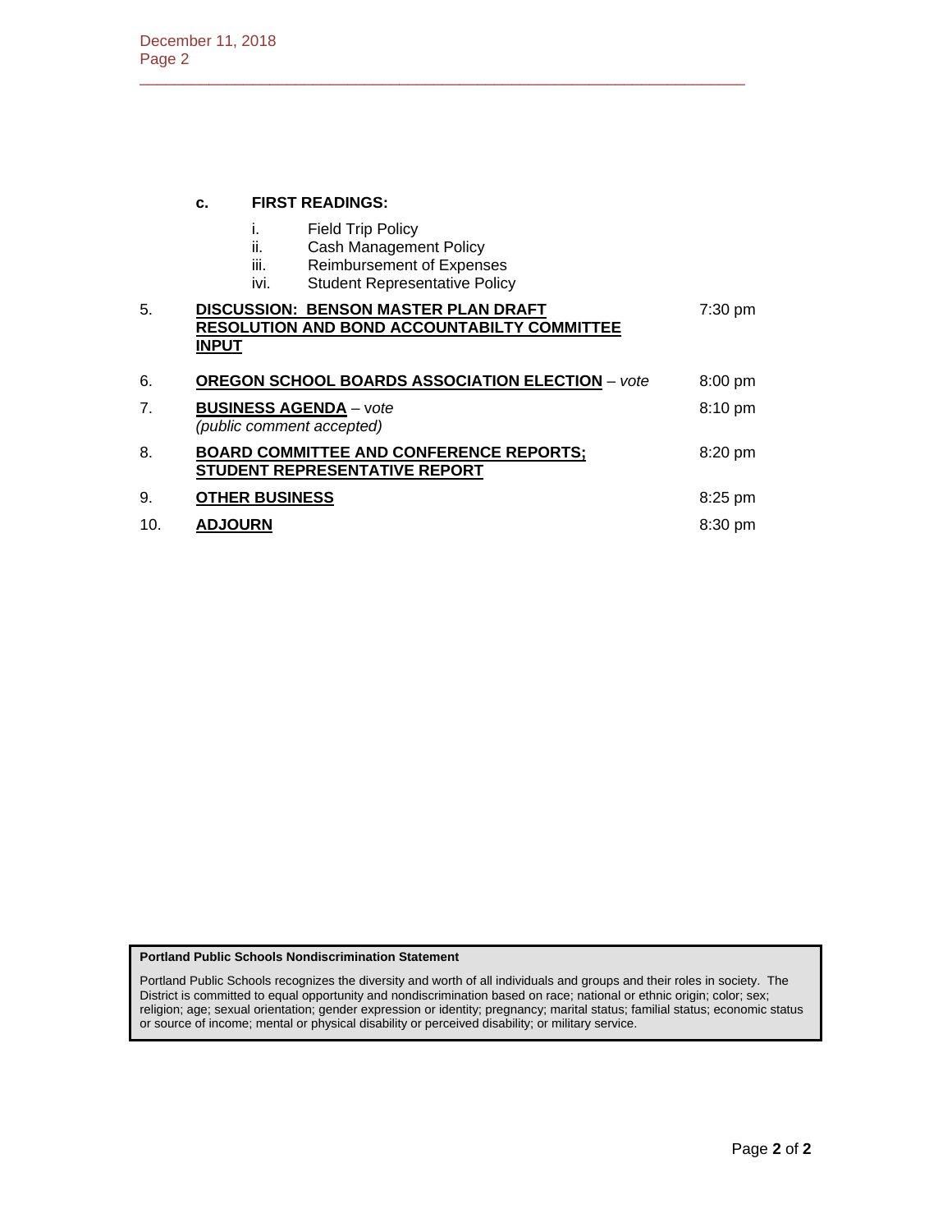**c. FIRST READINGS:**

i. Field Trip Policy
ii. Cash Management Policy
iii. Reimbursement of Expenses
ivi. Student Representative Policy

| | | |
|---|---|---|
| 5. | **DISCUSSION: BENSON MASTER PLAN DRAFT RESOLUTION AND BOND ACCOUNTABILTY COMMITTEE INPUT** | 7:30 pm |
| 6. | **OREGON SCHOOL BOARDS ASSOCIATION ELECTION** – *vote* | 8:00 pm |
| 7. | **BUSINESS AGENDA** – *vote* *(public comment accepted)* | 8:10 pm |
| 8. | **BOARD COMMITTEE AND CONFERENCE REPORTS; STUDENT REPRESENTATIVE REPORT** | 8:20 pm |
| 9. | **OTHER BUSINESS** | 8:25 pm |
| 10. | **ADJOURN** | 8:30 pm |

**Portland Public Schools Nondiscrimination Statement**

Portland Public Schools recognizes the diversity and worth of all individuals and groups and their roles in society. The District is committed to equal opportunity and nondiscrimination based on race; national or ethnic origin; color; sex; religion; age; sexual orientation; gender expression or identity; pregnancy; marital status; familial status; economic status or source of income; mental or physical disability or perceived disability; or military service.